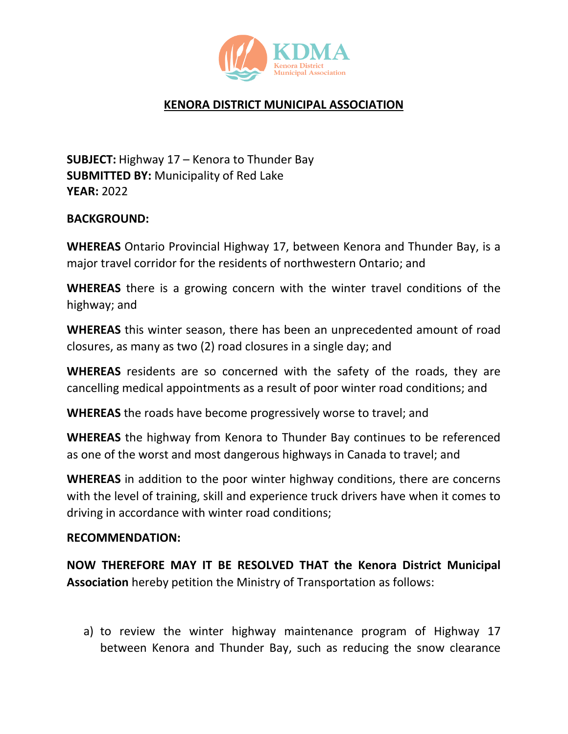# KENORA DISTRICT MUNICIPAL ASSOCIATION

**SUBJECT:** Highway 17 – Kenora to Thunder Bay
**SUBMITTED BY:** Municipality of Red Lake
**YEAR:** 2022

**BACKGROUND:**

**WHEREAS** Ontario Provincial Highway 17, between Kenora and Thunder Bay, is a major travel corridor for the residents of northwestern Ontario; and

**WHEREAS** there is a growing concern with the winter travel conditions of the highway; and

**WHEREAS** this winter season, there has been an unprecedented amount of road closures, as many as two (2) road closures in a single day; and

**WHEREAS** residents are so concerned with the safety of the roads, they are cancelling medical appointments as a result of poor winter road conditions; and

**WHEREAS** the roads have become progressively worse to travel; and

**WHEREAS** the highway from Kenora to Thunder Bay continues to be referenced as one of the worst and most dangerous highways in Canada to travel; and

**WHEREAS** in addition to the poor winter highway conditions, there are concerns with the level of training, skill and experience truck drivers have when it comes to driving in accordance with winter road conditions;

**RECOMMENDATION:**

**NOW THEREFORE MAY IT BE RESOLVED THAT the Kenora District Municipal Association** hereby petition the Ministry of Transportation as follows:

a) to review the winter highway maintenance program of Highway 17 between Kenora and Thunder Bay, such as reducing the snow clearance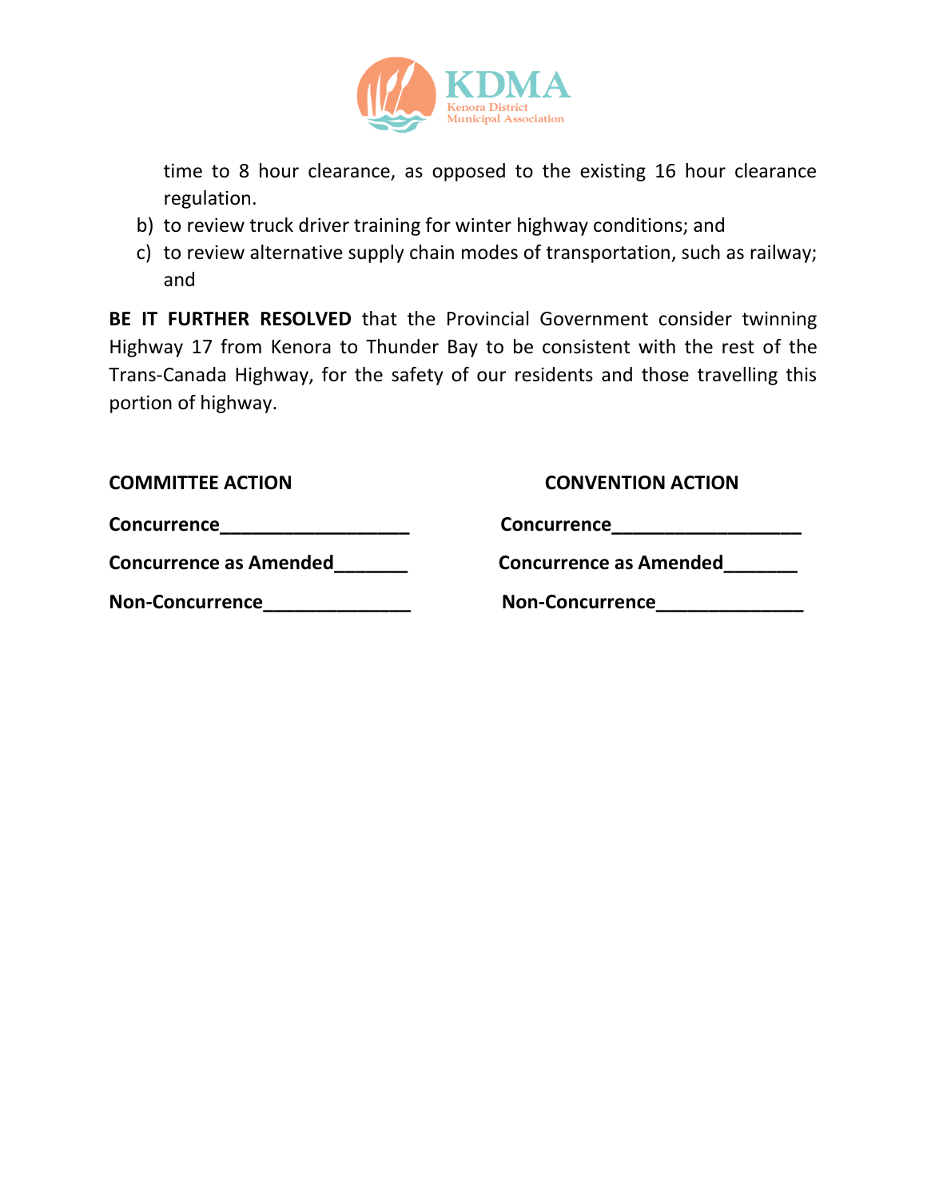time to 8 hour clearance, as opposed to the existing 16 hour clearance regulation.

b) to review truck driver training for winter highway conditions; and
c) to review alternative supply chain modes of transportation, such as railway; and

**BE IT FURTHER RESOLVED** that the Provincial Government consider twinning Highway 17 from Kenora to Thunder Bay to be consistent with the rest of the Trans-Canada Highway, for the safety of our residents and those travelling this portion of highway.

| **COMMITTEE ACTION** | **CONVENTION ACTION** |
|---|---|
| **Concurrence**__________________ | **Concurrence**__________________ |
| **Concurrence as Amended**_______ | **Concurrence as Amended**_______ |
| **Non-Concurrence**______________ | **Non-Concurrence**______________ |